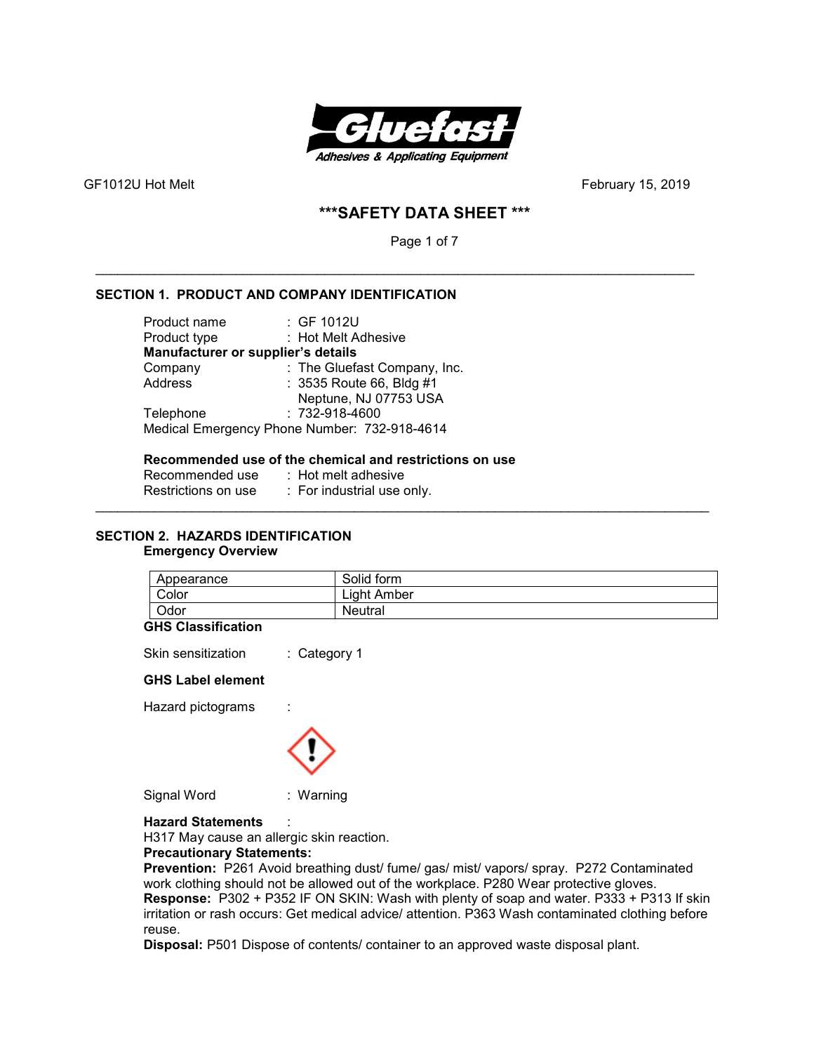GF1012U Hot Melt February 15, 2019

# ***SAFETY DATA SHEET ***

## SECTION 1. PRODUCT AND COMPANY IDENTIFICATION

Product name : GF 1012U
Product type : Hot Melt Adhesive

**Manufacturer or supplier's details**

Company : The Gluefast Company, Inc.
Address : 3535 Route 66, Bldg #1
Neptune, NJ 07753 USA
Telephone : 732-918-4600
Medical Emergency Phone Number: 732-918-4614

**Recommended use of the chemical and restrictions on use**

Recommended use : Hot melt adhesive
Restrictions on use : For industrial use only.

## SECTION 2. HAZARDS IDENTIFICATION

**Emergency Overview**

| Appearance | Solid form |
|---|---|
| Color | Light Amber |
| Odor | Neutral |

**GHS Classification**

Skin sensitization : Category 1

**GHS Label element**

Hazard pictograms :

Signal Word : Warning

**Hazard Statements** :

H317 May cause an allergic skin reaction.

**Precautionary Statements:**

**Prevention:** P261 Avoid breathing dust/ fume/ gas/ mist/ vapors/ spray. P272 Contaminated work clothing should not be allowed out of the workplace. P280 Wear protective gloves.

**Response:** P302 + P352 IF ON SKIN: Wash with plenty of soap and water. P333 + P313 If skin irritation or rash occurs: Get medical advice/ attention. P363 Wash contaminated clothing before reuse.

**Disposal:** P501 Dispose of contents/ container to an approved waste disposal plant.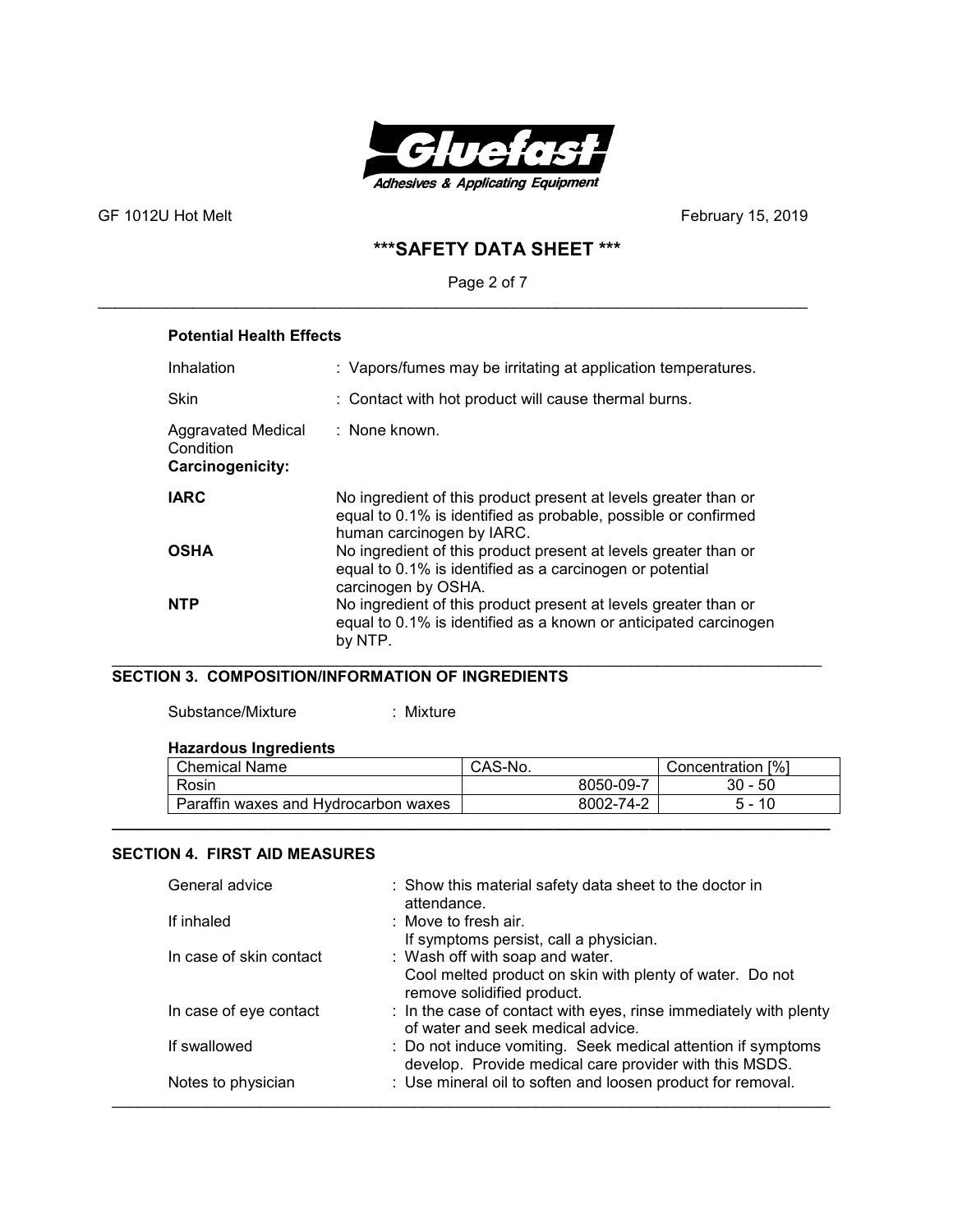### Potential Health Effects

| | |
|---|---|
| Inhalation | : Vapors/fumes may be irritating at application temperatures. |
| Skin | : Contact with hot product will cause thermal burns. |
| Aggravated Medical Condition | : None known. |

**Carcinogenicity:**

| | |
|---|---|
| **IARC** | No ingredient of this product present at levels greater than or equal to 0.1% is identified as probable, possible or confirmed human carcinogen by IARC. |
| **OSHA** | No ingredient of this product present at levels greater than or equal to 0.1% is identified as a carcinogen or potential carcinogen by OSHA. |
| **NTP** | No ingredient of this product present at levels greater than or equal to 0.1% is identified as a known or anticipated carcinogen by NTP. |

## SECTION 3. COMPOSITION/INFORMATION OF INGREDIENTS

Substance/Mixture : Mixture

**Hazardous Ingredients**

| Chemical Name | CAS-No. | Concentration [%] |
|---|---|---|
| Rosin | 8050-09-7 | 30 - 50 |
| Paraffin waxes and Hydrocarbon waxes | 8002-74-2 | 5 - 10 |

## SECTION 4. FIRST AID MEASURES

| | |
|---|---|
| General advice | : Show this material safety data sheet to the doctor in attendance. |
| If inhaled | : Move to fresh air. If symptoms persist, call a physician. |
| In case of skin contact | : Wash off with soap and water. Cool melted product on skin with plenty of water. Do not remove solidified product. |
| In case of eye contact | : In the case of contact with eyes, rinse immediately with plenty of water and seek medical advice. |
| If swallowed | : Do not induce vomiting. Seek medical attention if symptoms develop. Provide medical care provider with this MSDS. |
| Notes to physician | : Use mineral oil to soften and loosen product for removal. |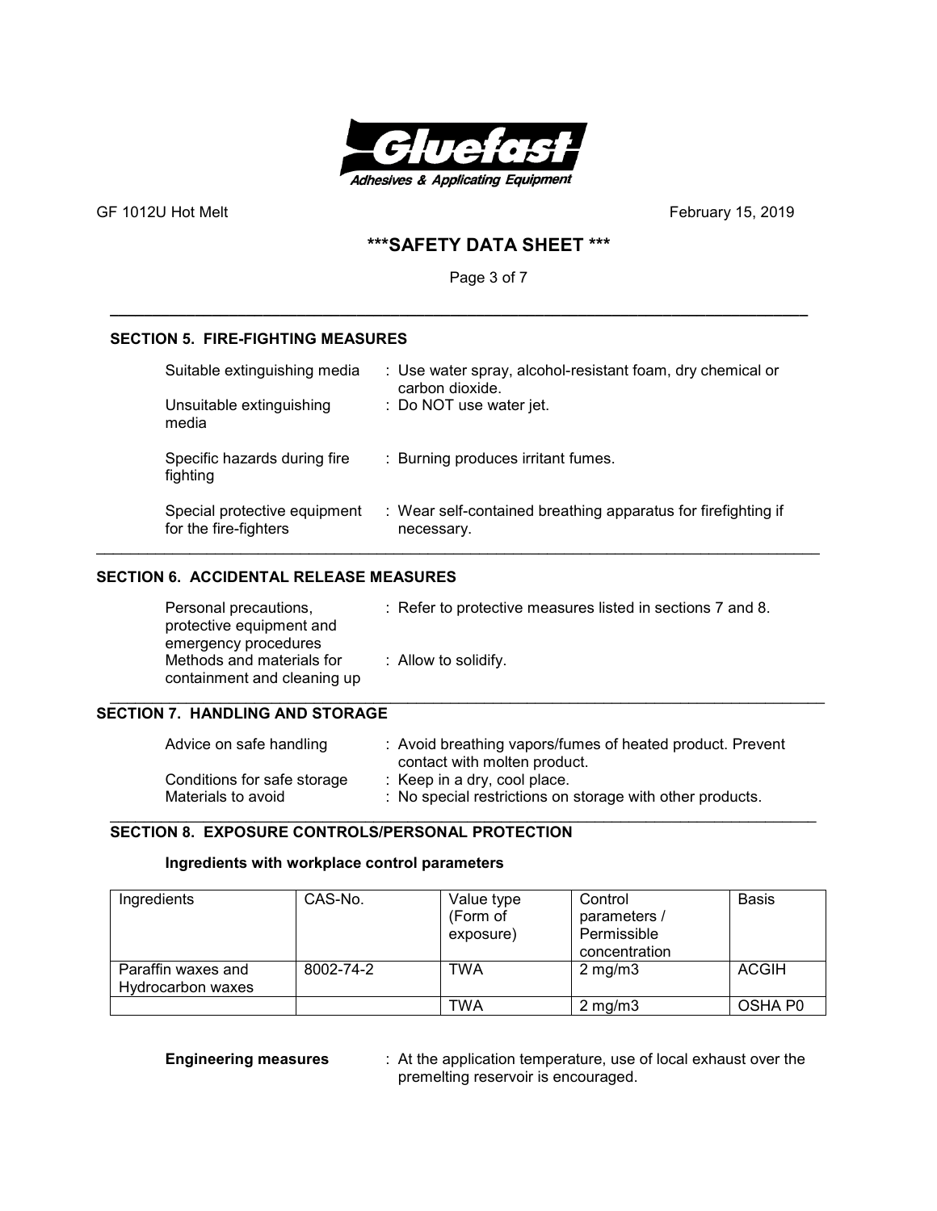## SECTION 5. FIRE-FIGHTING MEASURES

Suitable extinguishing media : Use water spray, alcohol-resistant foam, dry chemical or carbon dioxide.

Unsuitable extinguishing media : Do NOT use water jet.

Specific hazards during fire fighting : Burning produces irritant fumes.

Special protective equipment for the fire-fighters : Wear self-contained breathing apparatus for firefighting if necessary.

## SECTION 6. ACCIDENTAL RELEASE MEASURES

Personal precautions, protective equipment and emergency procedures : Refer to protective measures listed in sections 7 and 8.

Methods and materials for containment and cleaning up : Allow to solidify.

## SECTION 7. HANDLING AND STORAGE

Advice on safe handling : Avoid breathing vapors/fumes of heated product. Prevent contact with molten product.

Conditions for safe storage : Keep in a dry, cool place.

Materials to avoid : No special restrictions on storage with other products.

## SECTION 8. EXPOSURE CONTROLS/PERSONAL PROTECTION

**Ingredients with workplace control parameters**

| Ingredients | CAS-No. | Value type (Form of exposure) | Control parameters / Permissible concentration | Basis |
|---|---|---|---|---|
| Paraffin waxes and Hydrocarbon waxes | 8002-74-2 | TWA | 2 mg/m3 | ACGIH |
| | | TWA | 2 mg/m3 | OSHA P0 |

**Engineering measures** : At the application temperature, use of local exhaust over the premelting reservoir is encouraged.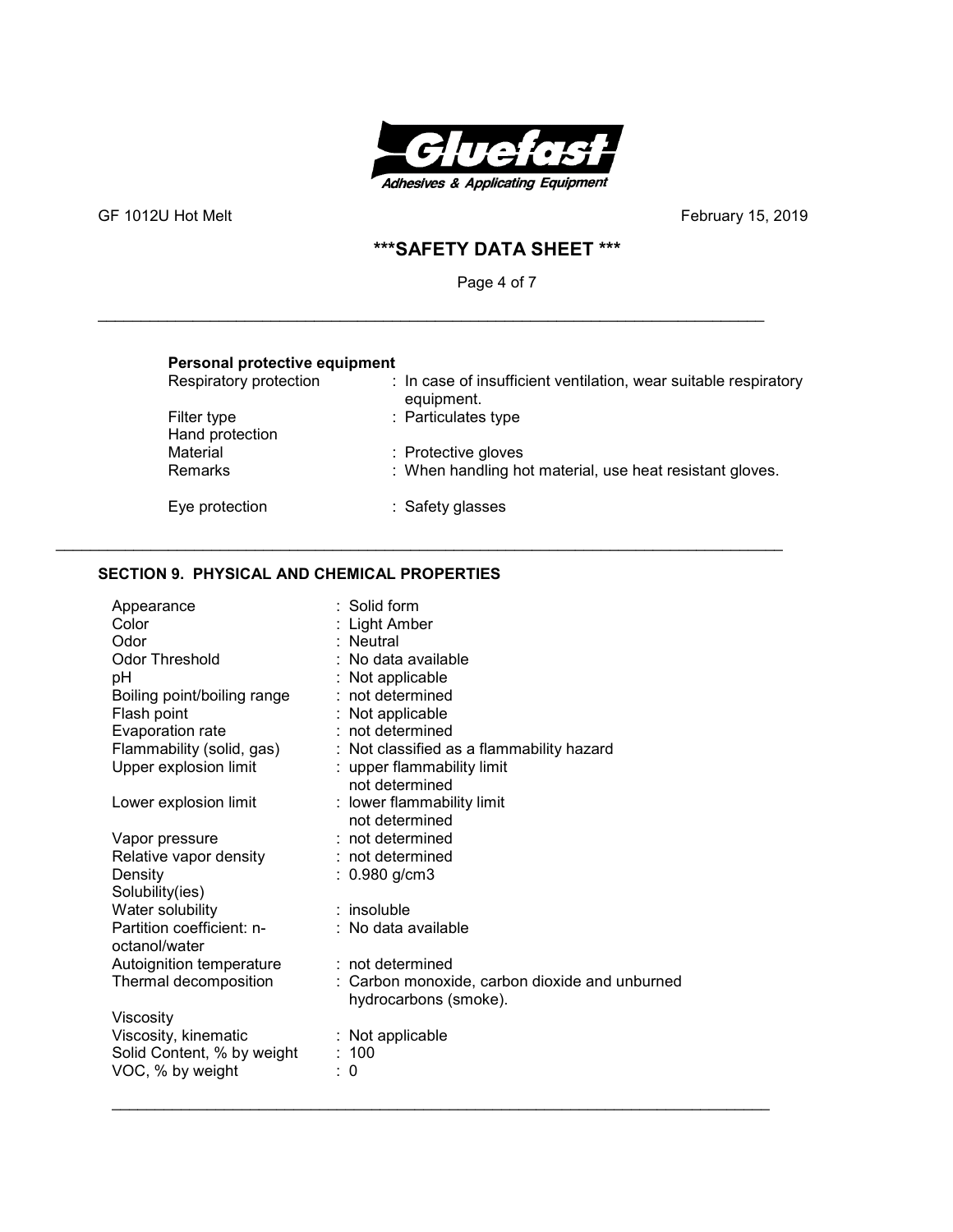**Personal protective equipment**

| | |
|---|---|
| Respiratory protection | : In case of insufficient ventilation, wear suitable respiratory equipment. |
| Filter type | : Particulates type |
| Hand protection | |
| Material | : Protective gloves |
| Remarks | : When handling hot material, use heat resistant gloves. |
| Eye protection | : Safety glasses |

## SECTION 9. PHYSICAL AND CHEMICAL PROPERTIES

| | |
|---|---|
| Appearance | : Solid form |
| Color | : Light Amber |
| Odor | : Neutral |
| Odor Threshold | : No data available |
| pH | : Not applicable |
| Boiling point/boiling range | : not determined |
| Flash point | : Not applicable |
| Evaporation rate | : not determined |
| Flammability (solid, gas) | : Not classified as a flammability hazard |
| Upper explosion limit | : upper flammability limit not determined |
| Lower explosion limit | : lower flammability limit not determined |
| Vapor pressure | : not determined |
| Relative vapor density | : not determined |
| Density | : 0.980 g/cm3 |
| Solubility(ies) | |
| Water solubility | : insoluble |
| Partition coefficient: n-octanol/water | : No data available |
| Autoignition temperature | : not determined |
| Thermal decomposition | : Carbon monoxide, carbon dioxide and unburned hydrocarbons (smoke). |
| Viscosity | |
| Viscosity, kinematic | : Not applicable |
| Solid Content, % by weight | : 100 |
| VOC, % by weight | : 0 |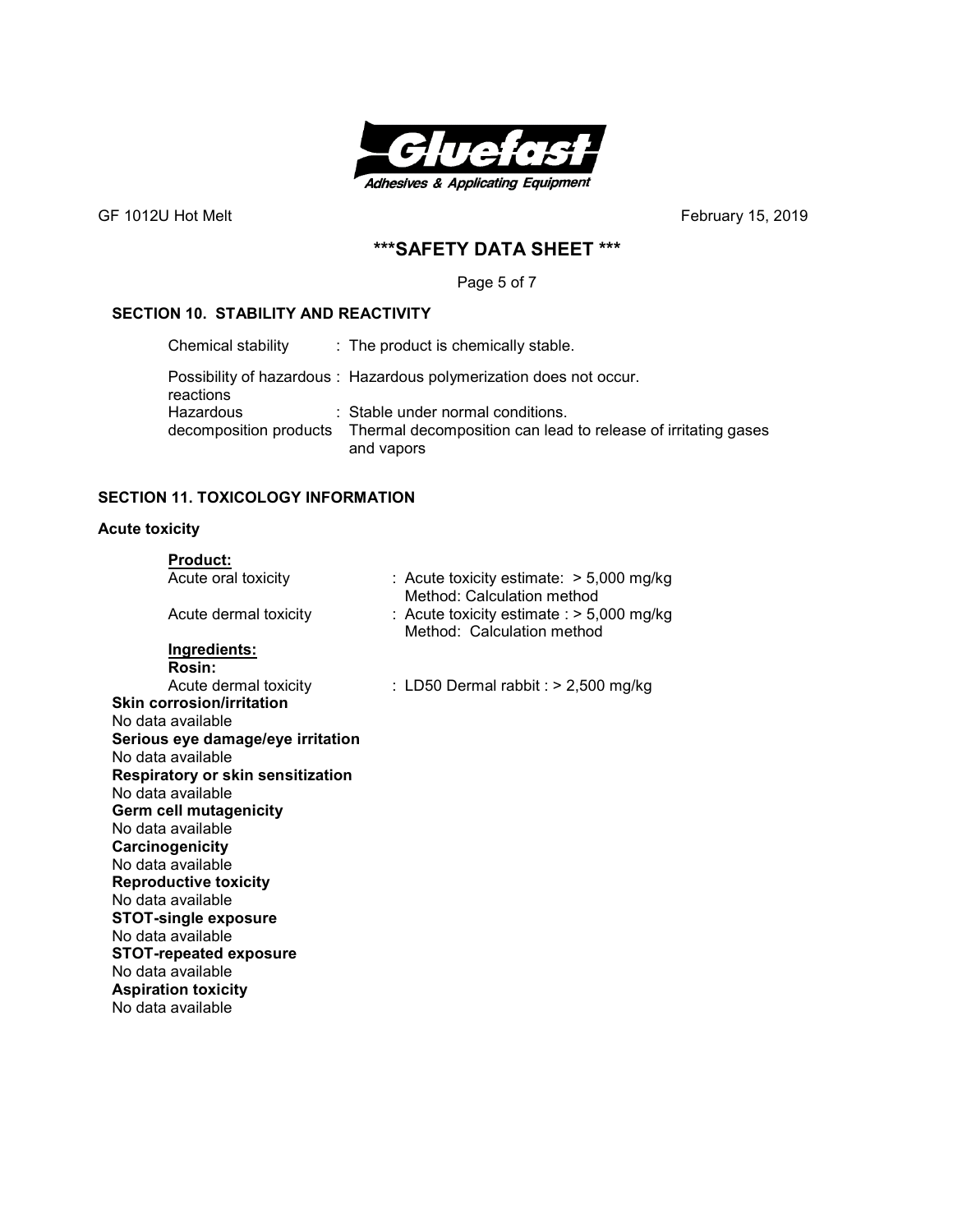## SECTION 10. STABILITY AND REACTIVITY

| | |
|---|---|
| Chemical stability | : The product is chemically stable. |
| Possibility of hazardous reactions | : Hazardous polymerization does not occur. |
| Hazardous decomposition products | : Stable under normal conditions. Thermal decomposition can lead to release of irritating gases and vapors |

## SECTION 11. TOXICOLOGY INFORMATION

### Acute toxicity

**Product:**

| | |
|---|---|
| Acute oral toxicity | : Acute toxicity estimate: > 5,000 mg/kg<br>Method: Calculation method |
| Acute dermal toxicity | : Acute toxicity estimate : > 5,000 mg/kg<br>Method: Calculation method |

**Ingredients:**

**Rosin:**

| | |
|---|---|
| Acute dermal toxicity | : LD50 Dermal rabbit : > 2,500 mg/kg |

**Skin corrosion/irritation**
No data available

**Serious eye damage/eye irritation**
No data available

**Respiratory or skin sensitization**
No data available

**Germ cell mutagenicity**
No data available

**Carcinogenicity**
No data available

**Reproductive toxicity**
No data available

**STOT-single exposure**
No data available

**STOT-repeated exposure**
No data available

**Aspiration toxicity**
No data available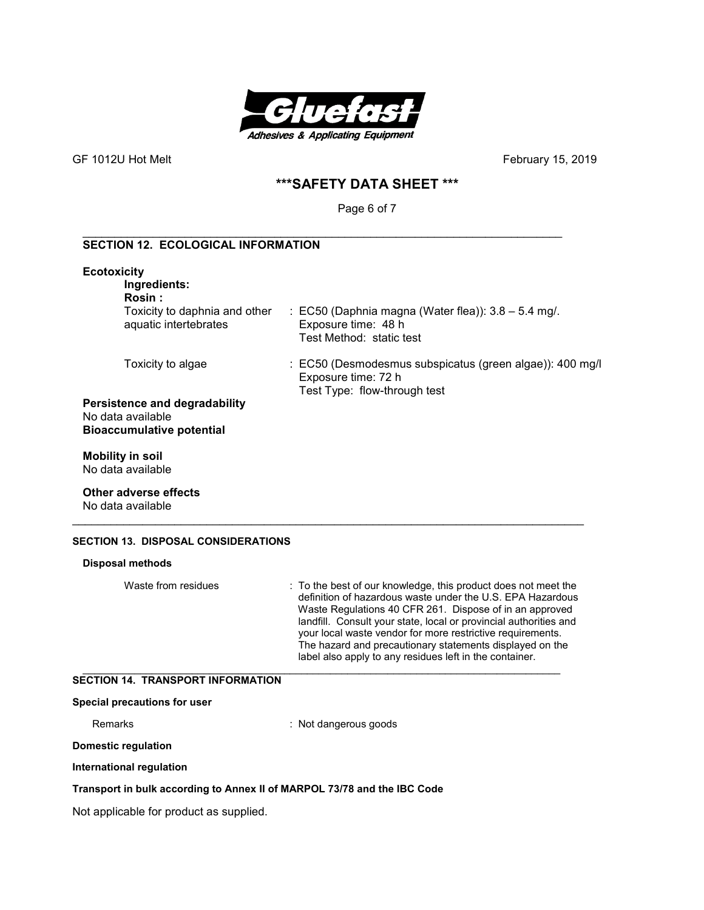## SECTION 12. ECOLOGICAL INFORMATION

**Ecotoxicity**

**Ingredients:**

**Rosin :**

Toxicity to daphnia and other aquatic intertebrates : EC50 (Daphnia magna (Water flea)): 3.8 – 5.4 mg/.
Exposure time: 48 h
Test Method: static test

Toxicity to algae : EC50 (Desmodesmus subspicatus (green algae)): 400 mg/l
Exposure time: 72 h
Test Type: flow-through test

**Persistence and degradability**
No data available

**Bioaccumulative potential**

**Mobility in soil**
No data available

**Other adverse effects**
No data available

## SECTION 13. DISPOSAL CONSIDERATIONS

**Disposal methods**

Waste from residues : To the best of our knowledge, this product does not meet the definition of hazardous waste under the U.S. EPA Hazardous Waste Regulations 40 CFR 261. Dispose of in an approved landfill. Consult your state, local or provincial authorities and your local waste vendor for more restrictive requirements. The hazard and precautionary statements displayed on the label also apply to any residues left in the container.

## SECTION 14. TRANSPORT INFORMATION

**Special precautions for user**

Remarks : Not dangerous goods

**Domestic regulation**

**International regulation**

**Transport in bulk according to Annex II of MARPOL 73/78 and the IBC Code**

Not applicable for product as supplied.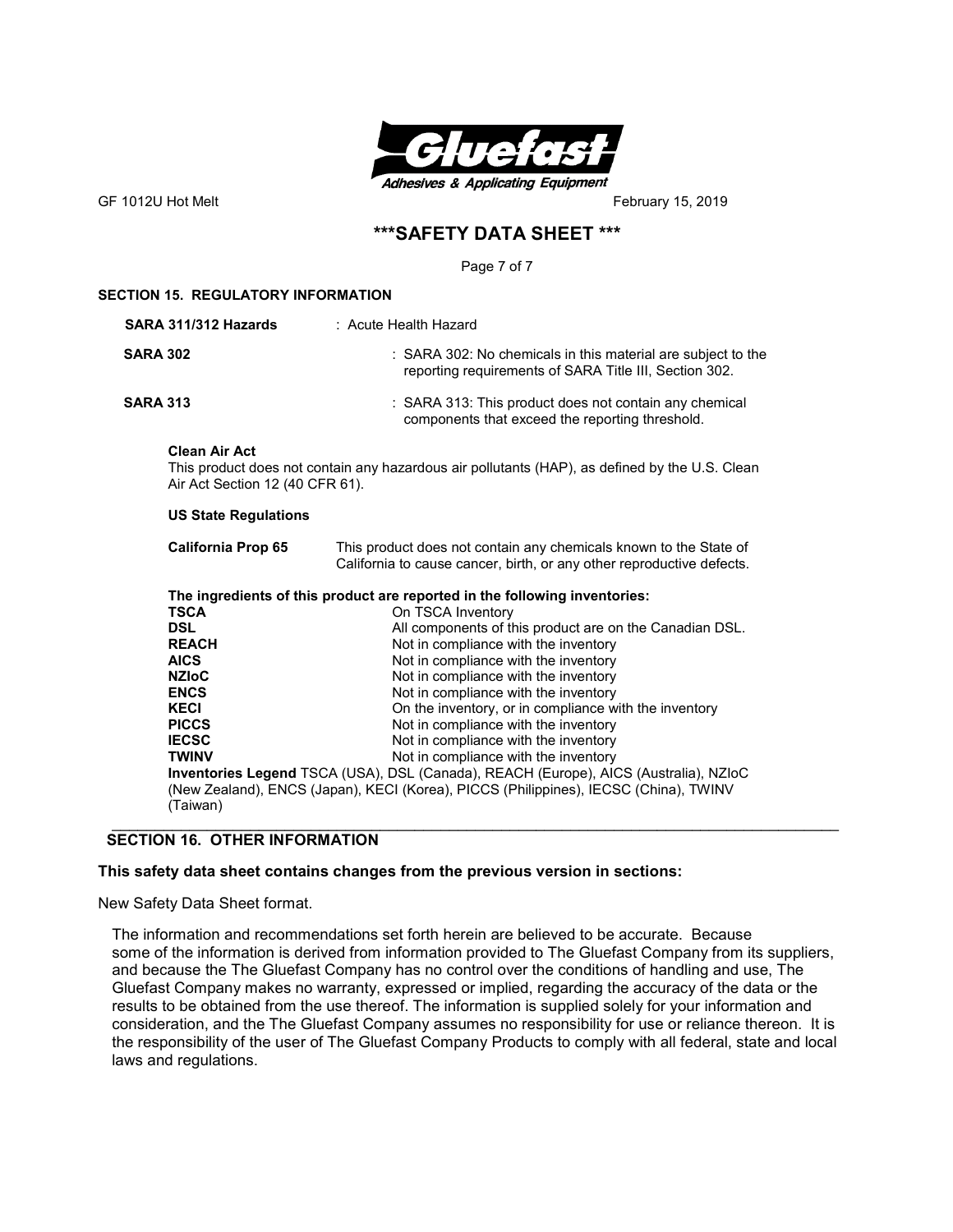## SECTION 15. REGULATORY INFORMATION

| | |
|---|---|
| **SARA 311/312 Hazards** | : Acute Health Hazard |
| **SARA 302** | : SARA 302: No chemicals in this material are subject to the reporting requirements of SARA Title III, Section 302. |
| **SARA 313** | : SARA 313: This product does not contain any chemical components that exceed the reporting threshold. |

**Clean Air Act**

This product does not contain any hazardous air pollutants (HAP), as defined by the U.S. Clean Air Act Section 12 (40 CFR 61).

**US State Regulations**

| | |
|---|---|
| **California Prop 65** | This product does not contain any chemicals known to the State of California to cause cancer, birth, or any other reproductive defects. |

**The ingredients of this product are reported in the following inventories:**

| | |
|---|---|
| **TSCA** | On TSCA Inventory |
| **DSL** | All components of this product are on the Canadian DSL. |
| **REACH** | Not in compliance with the inventory |
| **AICS** | Not in compliance with the inventory |
| **NZIoC** | Not in compliance with the inventory |
| **ENCS** | Not in compliance with the inventory |
| **KECI** | On the inventory, or in compliance with the inventory |
| **PICCS** | Not in compliance with the inventory |
| **IECSC** | Not in compliance with the inventory |
| **TWINV** | Not in compliance with the inventory |

**Inventories Legend** TSCA (USA), DSL (Canada), REACH (Europe), AICS (Australia), NZIoC (New Zealand), ENCS (Japan), KECI (Korea), PICCS (Philippines), IECSC (China), TWINV (Taiwan)

## SECTION 16. OTHER INFORMATION

**This safety data sheet contains changes from the previous version in sections:**

New Safety Data Sheet format.

The information and recommendations set forth herein are believed to be accurate. Because some of the information is derived from information provided to The Gluefast Company from its suppliers, and because the The Gluefast Company has no control over the conditions of handling and use, The Gluefast Company makes no warranty, expressed or implied, regarding the accuracy of the data or the results to be obtained from the use thereof. The information is supplied solely for your information and consideration, and the The Gluefast Company assumes no responsibility for use or reliance thereon. It is the responsibility of the user of The Gluefast Company Products to comply with all federal, state and local laws and regulations.